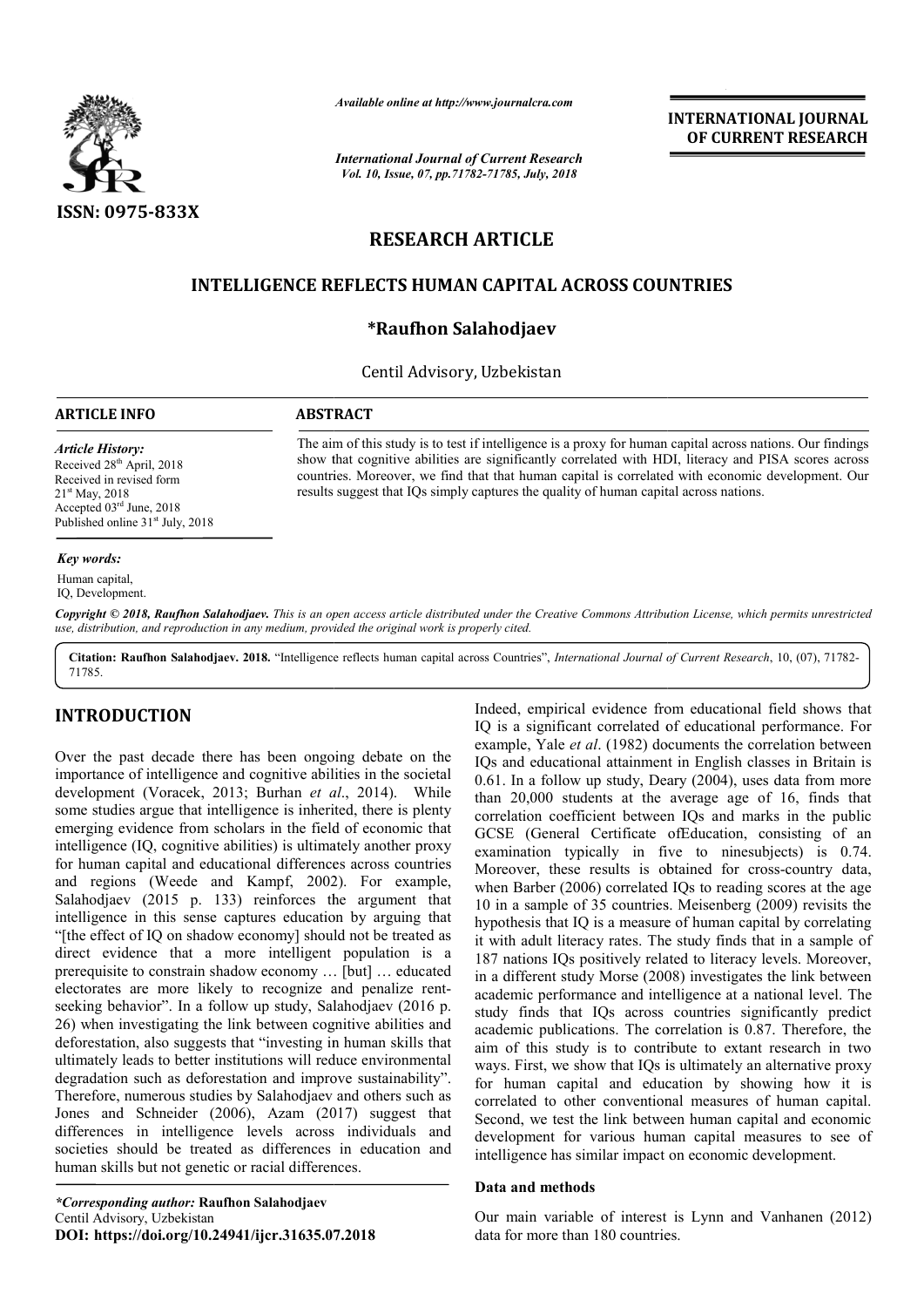ISSN: 0975-833X

*Available online at http://www.journalcra.com*

*International Journal of Current Research*
*Vol. 10, Issue, 07, pp.71782-71785, July, 2018*

**INTERNATIONAL JOURNAL OF CURRENT RESEARCH**

# RESEARCH ARTICLE

# INTELLIGENCE REFLECTS HUMAN CAPITAL ACROSS COUNTRIES

**\*Raufhon Salahodjaev**

Centil Advisory, Uzbekistan

**ARTICLE INFO**

*Article History:*
Received 28th April, 2018
Received in revised form
21st May, 2018
Accepted 03rd June, 2018
Published online 31st July, 2018

*Key words:*
Human capital,
IQ, Development.

**ABSTRACT**

The aim of this study is to test if intelligence is a proxy for human capital across nations. Our findings show that cognitive abilities are significantly correlated with HDI, literacy and PISA scores across countries. Moreover, we find that that human capital is correlated with economic development. Our results suggest that IQs simply captures the quality of human capital across nations.

***Copyright © 2018, Raufhon Salahodjaev.*** *This is an open access article distributed under the Creative Commons Attribution License, which permits unrestricted use, distribution, and reproduction in any medium, provided the original work is properly cited.*

**Citation: Raufhon Salahodjaev. 2018.** "Intelligence reflects human capital across Countries", *International Journal of Current Research*, 10, (07), 71782-71785.

## INTRODUCTION

Over the past decade there has been ongoing debate on the importance of intelligence and cognitive abilities in the societal development (Voracek, 2013; Burhan *et al*., 2014). While some studies argue that intelligence is inherited, there is plenty emerging evidence from scholars in the field of economic that intelligence (IQ, cognitive abilities) is ultimately another proxy for human capital and educational differences across countries and regions (Weede and Kampf, 2002). For example, Salahodjaev (2015 p. 133) reinforces the argument that intelligence in this sense captures education by arguing that "[the effect of IQ on shadow economy] should not be treated as direct evidence that a more intelligent population is a prerequisite to constrain shadow economy … [but] … educated electorates are more likely to recognize and penalize rent-seeking behavior". In a follow up study, Salahodjaev (2016 p. 26) when investigating the link between cognitive abilities and deforestation, also suggests that "investing in human skills that ultimately leads to better institutions will reduce environmental degradation such as deforestation and improve sustainability". Therefore, numerous studies by Salahodjaev and others such as Jones and Schneider (2006), Azam (2017) suggest that differences in intelligence levels across individuals and societies should be treated as differences in education and human skills but not genetic or racial differences.

Indeed, empirical evidence from educational field shows that IQ is a significant correlated of educational performance. For example, Yale *et al*. (1982) documents the correlation between IQs and educational attainment in English classes in Britain is 0.61. In a follow up study, Deary (2004), uses data from more than 20,000 students at the average age of 16, finds that correlation coefficient between IQs and marks in the public GCSE (General Certificate ofEducation, consisting of an examination typically in five to ninesubjects) is 0.74. Moreover, these results is obtained for cross-country data, when Barber (2006) correlated IQs to reading scores at the age 10 in a sample of 35 countries. Meisenberg (2009) revisits the hypothesis that IQ is a measure of human capital by correlating it with adult literacy rates. The study finds that in a sample of 187 nations IQs positively related to literacy levels. Moreover, in a different study Morse (2008) investigates the link between academic performance and intelligence at a national level. The study finds that IQs across countries significantly predict academic publications. The correlation is 0.87. Therefore, the aim of this study is to contribute to extant research in two ways. First, we show that IQs is ultimately an alternative proxy for human capital and education by showing how it is correlated to other conventional measures of human capital. Second, we test the link between human capital and economic development for various human capital measures to see of intelligence has similar impact on economic development.

### Data and methods

Our main variable of interest is Lynn and Vanhanen (2012) data for more than 180 countries.

*\*Corresponding author:* **Raufhon Salahodjaev**
Centil Advisory, Uzbekistan
**DOI: https://doi.org/10.24941/ijcr.31635.07.2018**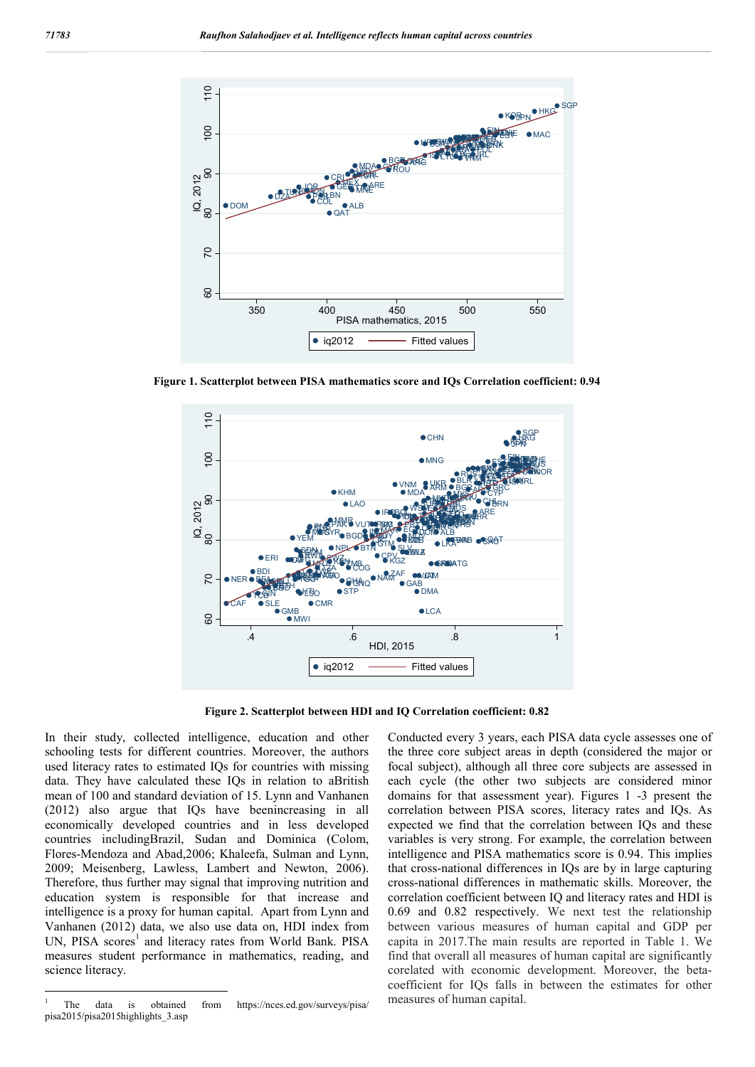**Figure 1. Scatterplot between PISA mathematics score and IQs Correlation coefficient: 0.94**

**Figure 2. Scatterplot between HDI and IQ Correlation coefficient: 0.82**

In their study, collected intelligence, education and other schooling tests for different countries. Moreover, the authors used literacy rates to estimated IQs for countries with missing data. They have calculated these IQs in relation to aBritish mean of 100 and standard deviation of 15. Lynn and Vanhanen (2012) also argue that IQs have beenincreasing in all economically developed countries and in less developed countries includingBrazil, Sudan and Dominica (Colom, Flores-Mendoza and Abad,2006; Khaleefa, Sulman and Lynn, 2009; Meisenberg, Lawless, Lambert and Newton, 2006). Therefore, thus further may signal that improving nutrition and education system is responsible for that increase and intelligence is a proxy for human capital. Apart from Lynn and Vanhanen (2012) data, we also use data on, HDI index from UN, PISA scores[1] and literacy rates from World Bank. PISA measures student performance in mathematics, reading, and science literacy.

Conducted every 3 years, each PISA data cycle assesses one of the three core subject areas in depth (considered the major or focal subject), although all three core subjects are assessed in each cycle (the other two subjects are considered minor domains for that assessment year). Figures 1 -3 present the correlation between PISA scores, literacy rates and IQs. As expected we find that the correlation between IQs and these variables is very strong. For example, the correlation between intelligence and PISA mathematics score is 0.94. This implies that cross-national differences in IQs are by in large capturing cross-national differences in mathematic skills. Moreover, the correlation coefficient between IQ and literacy rates and HDI is 0.69 and 0.82 respectively. We next test the relationship between various measures of human capital and GDP per capita in 2017.The main results are reported in Table 1. We find that overall all measures of human capital are significantly corelated with economic development. Moreover, the beta-coefficient for IQs falls in between the estimates for other measures of human capital.

[1] The data is obtained from https://nces.ed.gov/surveys/pisa/pisa2015/pisa2015highlights_3.asp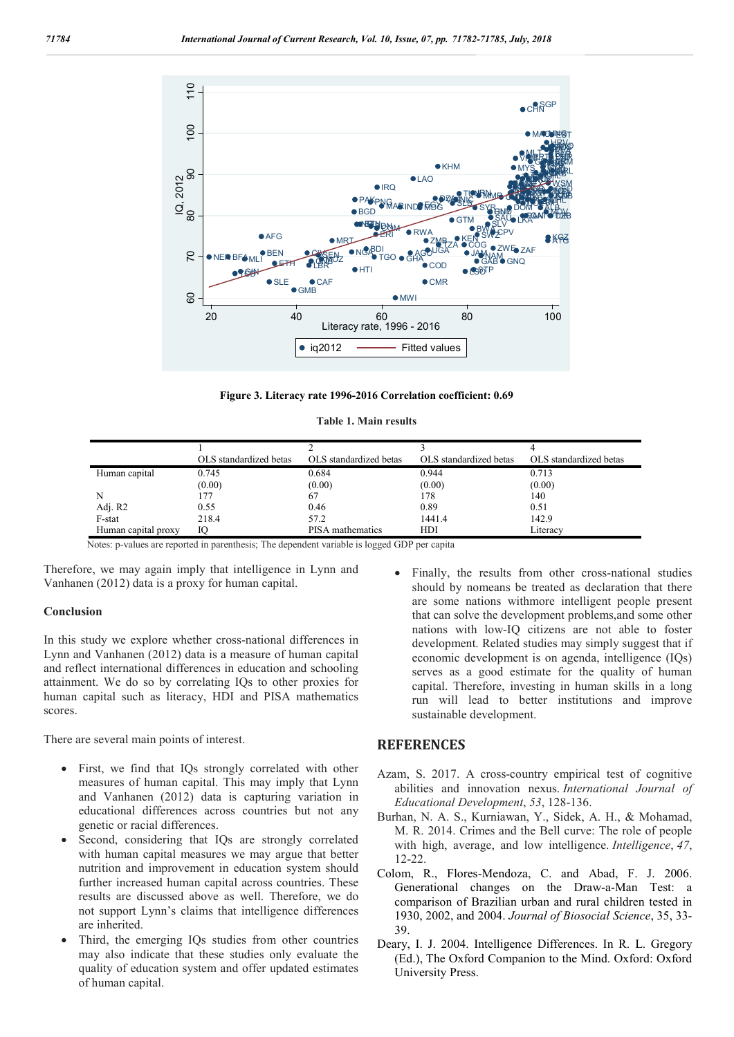**Figure 3. Literacy rate 1996-2016 Correlation coefficient: 0.69**

**Table 1. Main results**

| | 1<br>OLS standardized betas | 2<br>OLS standardized betas | 3<br>OLS standardized betas | 4<br>OLS standardized betas |
|---|---|---|---|---|
| Human capital | 0.745<br>(0.00) | 0.684<br>(0.00) | 0.944<br>(0.00) | 0.713<br>(0.00) |
| N | 177 | 67 | 178 | 140 |
| Adj. R2 | 0.55 | 0.46 | 0.89 | 0.51 |
| F-stat | 218.4 | 57.2 | 1441.4 | 142.9 |
| Human capital proxy | IQ | PISA mathematics | HDI | Literacy |

Notes: p-values are reported in parenthesis; The dependent variable is logged GDP per capita

Therefore, we may again imply that intelligence in Lynn and Vanhanen (2012) data is a proxy for human capital.

### Conclusion

In this study we explore whether cross-national differences in Lynn and Vanhanen (2012) data is a measure of human capital and reflect international differences in education and schooling attainment. We do so by correlating IQs to other proxies for human capital such as literacy, HDI and PISA mathematics scores.

There are several main points of interest.

- First, we find that IQs strongly correlated with other measures of human capital. This may imply that Lynn and Vanhanen (2012) data is capturing variation in educational differences across countries but not any genetic or racial differences.
- Second, considering that IQs are strongly correlated with human capital measures we may argue that better nutrition and improvement in education system should further increased human capital across countries. These results are discussed above as well. Therefore, we do not support Lynn's claims that intelligence differences are inherited.
- Third, the emerging IQs studies from other countries may also indicate that these studies only evaluate the quality of education system and offer updated estimates of human capital.
- Finally, the results from other cross-national studies should by nomeans be treated as declaration that there are some nations withmore intelligent people present that can solve the development problems,and some other nations with low-IQ citizens are not able to foster development. Related studies may simply suggest that if economic development is on agenda, intelligence (IQs) serves as a good estimate for the quality of human capital. Therefore, investing in human skills in a long run will lead to better institutions and improve sustainable development.

## REFERENCES

Azam, S. 2017. A cross-country empirical test of cognitive abilities and innovation nexus. *International Journal of Educational Development*, *53*, 128-136.

Burhan, N. A. S., Kurniawan, Y., Sidek, A. H., & Mohamad, M. R. 2014. Crimes and the Bell curve: The role of people with high, average, and low intelligence. *Intelligence*, *47*, 12-22.

Colom, R., Flores-Mendoza, C. and Abad, F. J. 2006. Generational changes on the Draw-a-Man Test: a comparison of Brazilian urban and rural children tested in 1930, 2002, and 2004. *Journal of Biosocial Science*, 35, 33-39.

Deary, I. J. 2004. Intelligence Differences. In R. L. Gregory (Ed.), The Oxford Companion to the Mind. Oxford: Oxford University Press.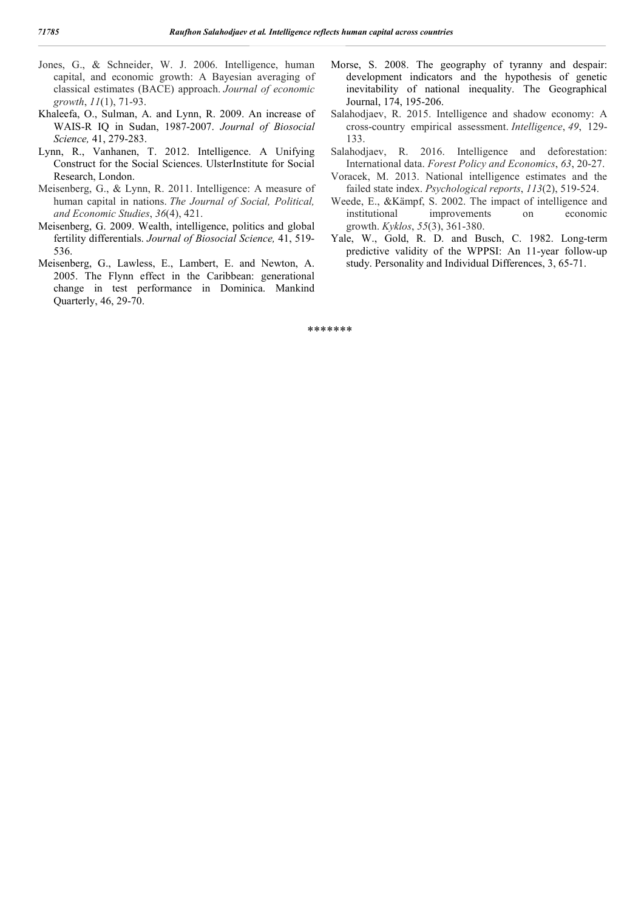Jones, G., & Schneider, W. J. 2006. Intelligence, human capital, and economic growth: A Bayesian averaging of classical estimates (BACE) approach. *Journal of economic growth*, *11*(1), 71-93.

Khaleefa, O., Sulman, A. and Lynn, R. 2009. An increase of WAIS-R IQ in Sudan, 1987-2007. *Journal of Biosocial Science,* 41, 279-283.

Lynn, R., Vanhanen, T. 2012. Intelligence. A Unifying Construct for the Social Sciences. UlsterInstitute for Social Research, London.

Meisenberg, G., & Lynn, R. 2011. Intelligence: A measure of human capital in nations. *The Journal of Social, Political, and Economic Studies*, *36*(4), 421.

Meisenberg, G. 2009. Wealth, intelligence, politics and global fertility differentials. *Journal of Biosocial Science,* 41, 519-536.

Meisenberg, G., Lawless, E., Lambert, E. and Newton, A. 2005. The Flynn effect in the Caribbean: generational change in test performance in Dominica. Mankind Quarterly, 46, 29-70.

Morse, S. 2008. The geography of tyranny and despair: development indicators and the hypothesis of genetic inevitability of national inequality. The Geographical Journal, 174, 195-206.

Salahodjaev, R. 2015. Intelligence and shadow economy: A cross-country empirical assessment. *Intelligence*, *49*, 129-133.

Salahodjaev, R. 2016. Intelligence and deforestation: International data. *Forest Policy and Economics*, *63*, 20-27.

Voracek, M. 2013. National intelligence estimates and the failed state index. *Psychological reports*, *113*(2), 519-524.

Weede, E., &Kämpf, S. 2002. The impact of intelligence and institutional improvements on economic growth. *Kyklos*, *55*(3), 361-380.

Yale, W., Gold, R. D. and Busch, C. 1982. Long-term predictive validity of the WPPSI: An 11-year follow-up study. Personality and Individual Differences, 3, 65-71.

*******